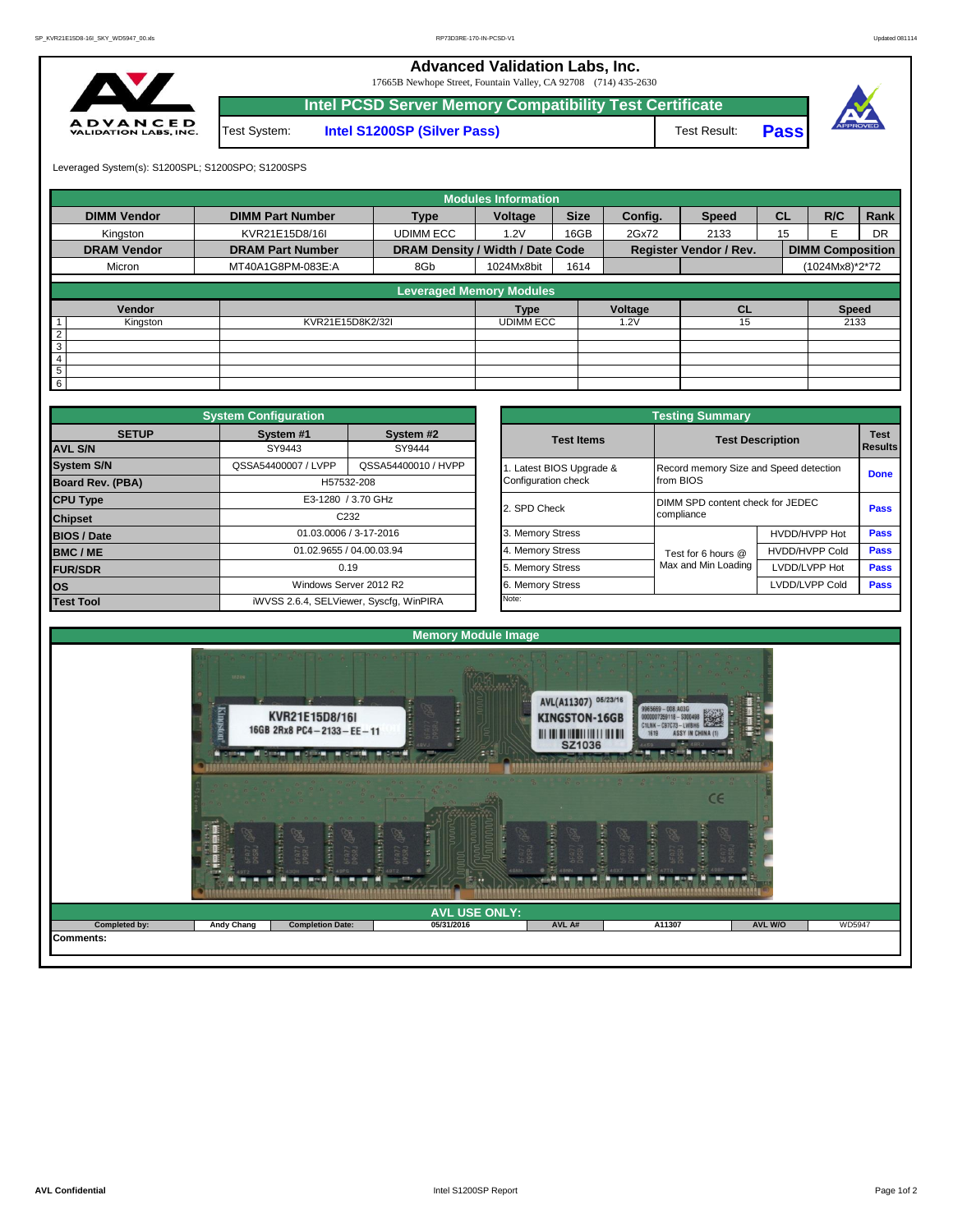# Advanced Validation Labs, Inc.

17665B Newhope Street, Fountain Valley, CA 92708 (714) 435-2630

## Intel PCSD Server Memory Compatibility Test Certificate

Test System: **Intel S1200SP (Silver Pass)** Test Result: **Pass**

Leveraged System(s): S1200SPL; S1200SPO; S1200SPS

### Modules Information

| DIMM Vendor | DIMM Part Number | Type | Voltage | Size | Config. | Speed | CL | R/C | Rank |
|---|---|---|---|---|---|---|---|---|---|
| Kingston | KVR21E15D8/16I | UDIMM ECC | 1.2V | 16GB | 2Gx72 | 2133 | 15 | E | DR |
| **DRAM Vendor** | **DRAM Part Number** | **DRAM Density / Width / Date Code** | | | **Register Vendor / Rev.** | | | **DIMM Composition** | |
| Micron | MT40A1G8PM-083E:A | 8Gb | 1024Mx8bit | 1614 | | | | (1024Mx8)*2*72 | |

### Leveraged Memory Modules

| | Vendor | | Type | Voltage | CL | Speed |
|---|---|---|---|---|---|---|
| 1 | Kingston | KVR21E15D8K2/32I | UDIMM ECC | 1.2V | 15 | 2133 |
| 2 | | | | | | |
| 3 | | | | | | |
| 4 | | | | | | |
| 5 | | | | | | |
| 6 | | | | | | |

### System Configuration

| SETUP | System #1 | System #2 |
|---|---|---|
| AVL S/N | SY9443 | SY9444 |
| System S/N | QSSA54400007 / LVPP | QSSA54400010 / HVPP |
| Board Rev. (PBA) | H57532-208 | |
| CPU Type | E3-1280 / 3.70 GHz | |
| Chipset | C232 | |
| BIOS / Date | 01.03.0006 / 3-17-2016 | |
| BMC / ME | 01.02.9655 / 04.00.03.94 | |
| FUR/SDR | 0.19 | |
| OS | Windows Server 2012 R2 | |
| Test Tool | iWVSS 2.6.4, SELViewer, Syscfg, WinPIRA | |

### Testing Summary

| Test Items | Test Description | | Test Results |
|---|---|---|---|
| 1. Latest BIOS Upgrade & Configuration check | Record memory Size and Speed detection from BIOS | | Done |
| 2. SPD Check | DIMM SPD content check for JEDEC compliance | | Pass |
| 3. Memory Stress | Test for 6 hours @ Max and Min Loading | HVDD/HVPP Hot | Pass |
| 4. Memory Stress | | HVDD/HVPP Cold | Pass |
| 5. Memory Stress | | LVDD/LVPP Hot | Pass |
| 6. Memory Stress | | LVDD/LVPP Cold | Pass |
| Note: | | | |

### Memory Module Image

### AVL USE ONLY:

| Completed by: | Andy Chang | Completion Date: | 05/31/2016 | AVL A# | A11307 | AVL W/O | WD5947 |
|---|---|---|---|---|---|---|---|

Comments: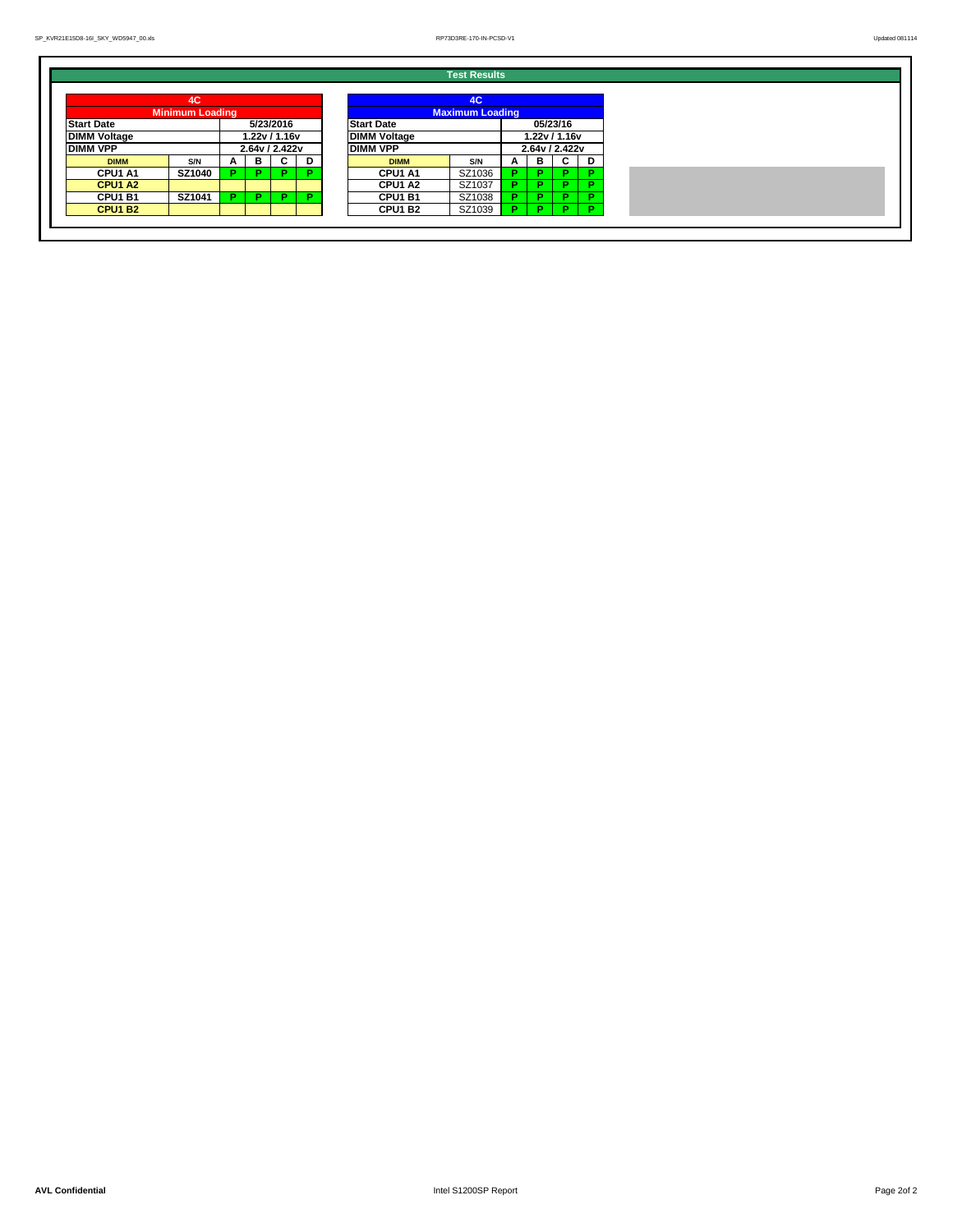## Test Results

| 4C Minimum Loading | | | | | |
|---|---|---|---|---|---|
| **Start Date** | | 5/23/2016 | | | |
| **DIMM Voltage** | | 1.22v / 1.16v | | | |
| **DIMM VPP** | | 2.64v / 2.422v | | | |
| **DIMM** | **S/N** | **A** | **B** | **C** | **D** |
| CPU1 A1 | SZ1040 | P | P | P | P |
| CPU1 A2 | | | | | |
| CPU1 B1 | SZ1041 | P | P | P | P |
| CPU1 B2 | | | | | |

| 4C Maximum Loading | | | | | |
|---|---|---|---|---|---|
| **Start Date** | | 05/23/16 | | | |
| **DIMM Voltage** | | 1.22v / 1.16v | | | |
| **DIMM VPP** | | 2.64v / 2.422v | | | |
| **DIMM** | **S/N** | **A** | **B** | **C** | **D** |
| CPU1 A1 | SZ1036 | P | P | P | P |
| CPU1 A2 | SZ1037 | P | P | P | P |
| CPU1 B1 | SZ1038 | P | P | P | P |
| CPU1 B2 | SZ1039 | P | P | P | P |